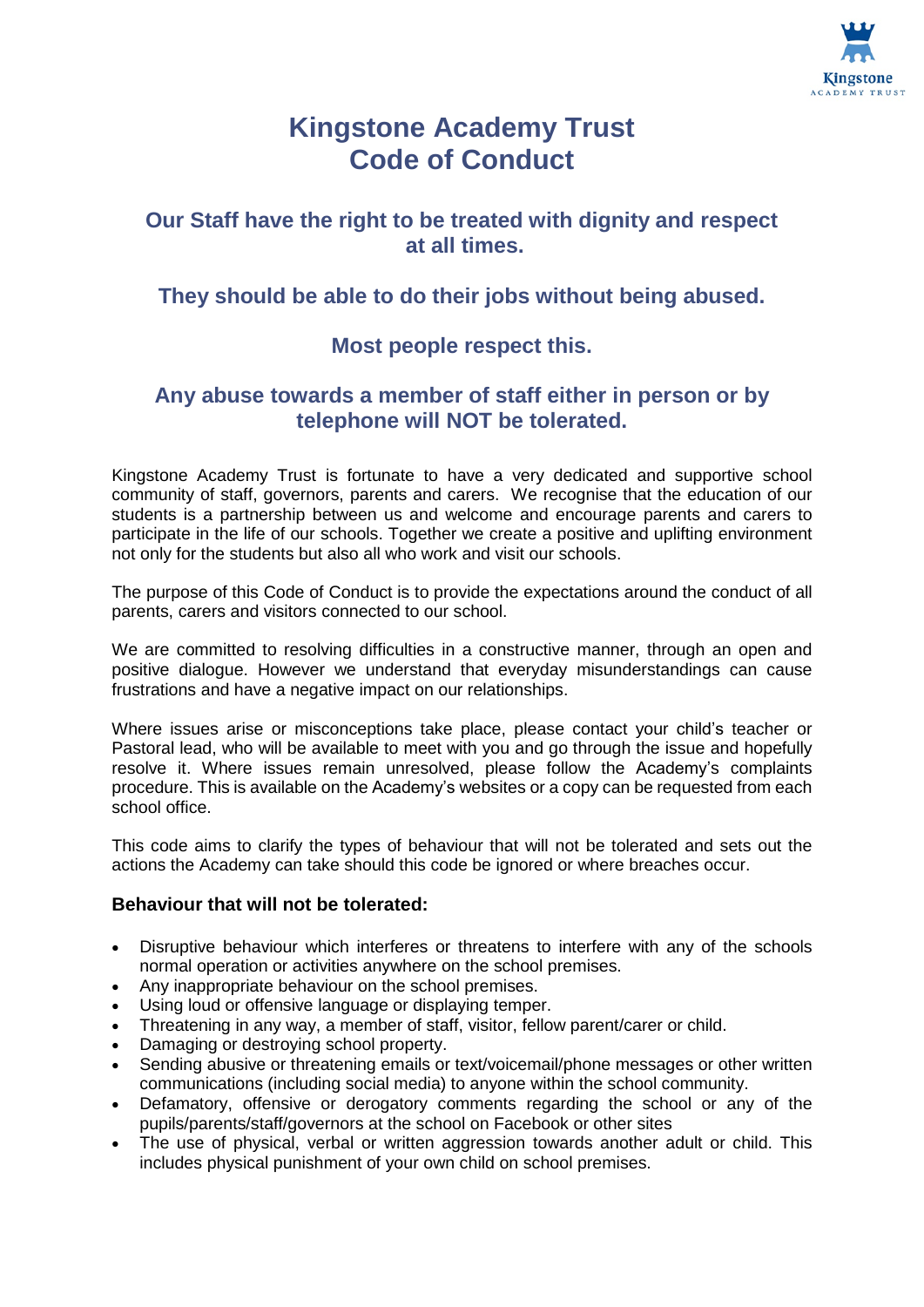# Kingstone Academy Trust
# Code of Conduct

## Our Staff have the right to be treated with dignity and respect at all times.

## They should be able to do their jobs without being abused.

## Most people respect this.

## Any abuse towards a member of staff either in person or by telephone will NOT be tolerated.

Kingstone Academy Trust is fortunate to have a very dedicated and supportive school community of staff, governors, parents and carers. We recognise that the education of our students is a partnership between us and welcome and encourage parents and carers to participate in the life of our schools. Together we create a positive and uplifting environment not only for the students but also all who work and visit our schools.

The purpose of this Code of Conduct is to provide the expectations around the conduct of all parents, carers and visitors connected to our school.

We are committed to resolving difficulties in a constructive manner, through an open and positive dialogue. However we understand that everyday misunderstandings can cause frustrations and have a negative impact on our relationships.

Where issues arise or misconceptions take place, please contact your child's teacher or Pastoral lead, who will be available to meet with you and go through the issue and hopefully resolve it. Where issues remain unresolved, please follow the Academy's complaints procedure. This is available on the Academy's websites or a copy can be requested from each school office.

This code aims to clarify the types of behaviour that will not be tolerated and sets out the actions the Academy can take should this code be ignored or where breaches occur.

### Behaviour that will not be tolerated:

- Disruptive behaviour which interferes or threatens to interfere with any of the schools normal operation or activities anywhere on the school premises.
- Any inappropriate behaviour on the school premises.
- Using loud or offensive language or displaying temper.
- Threatening in any way, a member of staff, visitor, fellow parent/carer or child.
- Damaging or destroying school property.
- Sending abusive or threatening emails or text/voicemail/phone messages or other written communications (including social media) to anyone within the school community.
- Defamatory, offensive or derogatory comments regarding the school or any of the pupils/parents/staff/governors at the school on Facebook or other sites
- The use of physical, verbal or written aggression towards another adult or child. This includes physical punishment of your own child on school premises.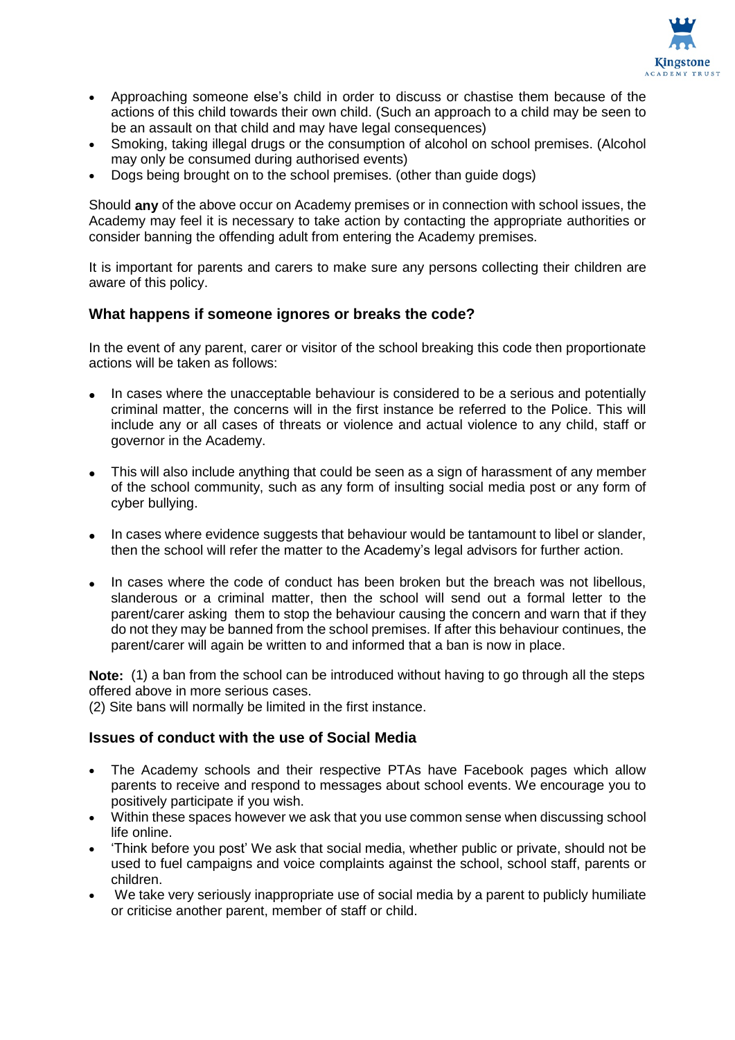- Approaching someone else's child in order to discuss or chastise them because of the actions of this child towards their own child. (Such an approach to a child may be seen to be an assault on that child and may have legal consequences)
- Smoking, taking illegal drugs or the consumption of alcohol on school premises. (Alcohol may only be consumed during authorised events)
- Dogs being brought on to the school premises. (other than guide dogs)

Should **any** of the above occur on Academy premises or in connection with school issues, the Academy may feel it is necessary to take action by contacting the appropriate authorities or consider banning the offending adult from entering the Academy premises.

It is important for parents and carers to make sure any persons collecting their children are aware of this policy.

### What happens if someone ignores or breaks the code?

In the event of any parent, carer or visitor of the school breaking this code then proportionate actions will be taken as follows:

- In cases where the unacceptable behaviour is considered to be a serious and potentially criminal matter, the concerns will in the first instance be referred to the Police. This will include any or all cases of threats or violence and actual violence to any child, staff or governor in the Academy.

- This will also include anything that could be seen as a sign of harassment of any member of the school community, such as any form of insulting social media post or any form of cyber bullying.

- In cases where evidence suggests that behaviour would be tantamount to libel or slander, then the school will refer the matter to the Academy's legal advisors for further action.

- In cases where the code of conduct has been broken but the breach was not libellous, slanderous or a criminal matter, then the school will send out a formal letter to the parent/carer asking them to stop the behaviour causing the concern and warn that if they do not they may be banned from the school premises. If after this behaviour continues, the parent/carer will again be written to and informed that a ban is now in place.

**Note:** (1) a ban from the school can be introduced without having to go through all the steps offered above in more serious cases.
(2) Site bans will normally be limited in the first instance.

### Issues of conduct with the use of Social Media

- The Academy schools and their respective PTAs have Facebook pages which allow parents to receive and respond to messages about school events. We encourage you to positively participate if you wish.
- Within these spaces however we ask that you use common sense when discussing school life online.
- 'Think before you post' We ask that social media, whether public or private, should not be used to fuel campaigns and voice complaints against the school, school staff, parents or children.
- We take very seriously inappropriate use of social media by a parent to publicly humiliate or criticise another parent, member of staff or child.